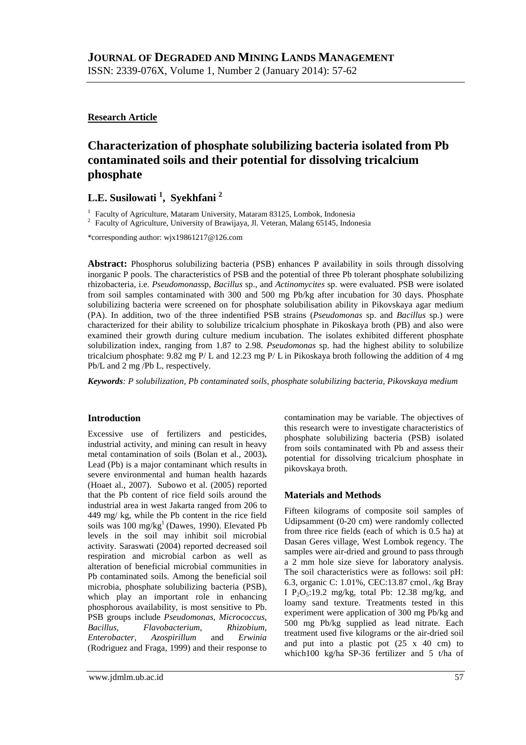**Research Article**

# Characterization of phosphate solubilizing bacteria isolated from Pb contaminated soils and their potential for dissolving tricalcium phosphate

## L.E. Susilowati [1], Syekhfani [2]

[1] Faculty of Agriculture, Mataram University, Mataram 83125, Lombok, Indonesia
[2] Faculty of Agriculture, University of Brawijaya, Jl. Veteran, Malang 65145, Indonesia

*corresponding author: wjx19861217@126.com

**Abstract:** Phosphorus solubilizing bacteria (PSB) enhances P availability in soils through dissolving inorganic P pools. The characteristics of PSB and the potential of three Pb tolerant phosphate solubilizing rhizobacteria, i.e. *Pseudomonas*sp, *Bacillus* sp., and *Actinomycites* sp. were evaluated. PSB were isolated from soil samples contaminated with 300 and 500 mg Pb/kg after incubation for 30 days. Phosphate solubilizing bacteria were screened on for phosphate solubilisation ability in Pikovskaya agar medium (PA). In addition, two of the three indentified PSB strains (*Pseudomonas* sp. and *Bacillus* sp.) were characterized for their ability to solubilize tricalcium phosphate in Pikoskaya broth (PB) and also were examined their growth during culture medium incubation. The isolates exhibited different phosphate solubilization index, ranging from 1.87 to 2.98. *Pseudomonas* sp. had the highest ability to solubilize tricalcium phosphate: 9.82 mg P/ L and 12.23 mg P/ L in Pikoskaya broth following the addition of 4 mg Pb/L and 2 mg /Pb L, respectively.

***Keywords**: P solubilization, Pb contaminated soils, phosphate solubilizing bacteria, Pikovskaya medium*

## Introduction

Excessive use of fertilizers and pesticides, industrial activity, and mining can result in heavy metal contamination of soils (Bolan et al., 2003)**.** Lead (Pb) is a major contaminant which results in severe environmental and human health hazards (Hoaet al., 2007). Subowo et al. (2005) reported that the Pb content of rice field soils around the industrial area in west Jakarta ranged from 206 to 449 mg/ kg, while the Pb content in the rice field soils was 100 mg/kg[1] (Dawes, 1990). Elevated Pb levels in the soil may inhibit soil microbial activity. Saraswati (2004) reported decreased soil respiration and microbial carbon as well as alteration of beneficial microbial communities in Pb contaminated soils. Among the beneficial soil microbia, phosphate solubilizing bacteria (PSB), which play an important role in enhancing phosphorous availability, is most sensitive to Pb. PSB groups include *Pseudomonas, Micrococcus, Bacillus, Flavobacterium, Rhizobium, Enterobacter, Azospirillum* and *Erwinia* (Rodriguez and Fraga, 1999) and their response to contamination may be variable. The objectives of this research were to investigate characteristics of phosphate solubilizing bacteria (PSB) isolated from soils contaminated with Pb and assess their potential for dissolving tricalcium phosphate in pikovskaya broth.

## Materials and Methods

Fifteen kilograms of composite soil samples of Udipsamment (0-20 cm) were randomly collected from three rice fields (each of which is 0.5 ha) at Dasan Geres village, West Lombok regency. The samples were air-dried and ground to pass through a 2 mm hole size sieve for laboratory analysis. The soil characteristics were as follows: soil pH: 6.3, organic C: 1.01%, CEC:13.87 $cmol_+$/kg Bray I $P_2O_5$:19.2 mg/kg, total Pb: 12.38 mg/kg, and loamy sand texture. Treatments tested in this experiment were application of 300 mg Pb/kg and 500 mg Pb/kg supplied as lead nitrate. Each treatment used five kilograms or the air-dried soil and put into a plastic pot (25 x 40 cm) to which100 kg/ha SP-36 fertilizer and 5 t/ha of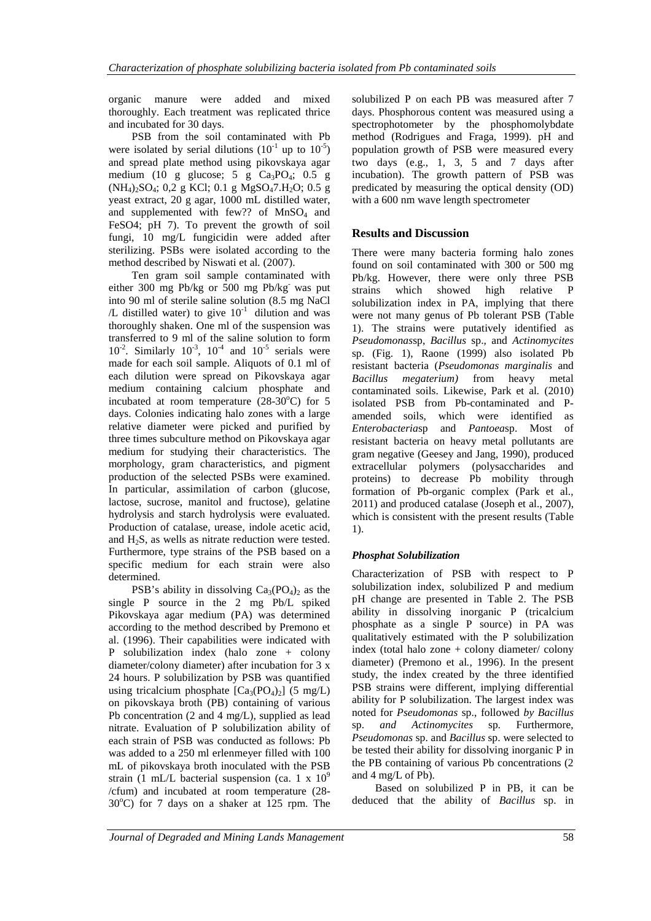organic manure were added and mixed thoroughly. Each treatment was replicated thrice and incubated for 30 days.

PSB from the soil contaminated with Pb were isolated by serial dilutions ($10^{-1}$ up to $10^{-5}$) and spread plate method using pikovskaya agar medium (10 g glucose; 5 g $Ca_3PO_4$; 0.5 g $(NH_4)_2SO_4$; 0,2 g KCl; 0.1 g $MgSO_4 7.H_2O$; 0.5 g yeast extract, 20 g agar, 1000 mL distilled water, and supplemented with few?? of $MnSO_4$ and FeSO4; pH 7). To prevent the growth of soil fungi, 10 mg/L fungicidin were added after sterilizing. PSBs were isolated according to the method described by Niswati et al*.* (2007).

Ten gram soil sample contaminated with either 300 mg Pb/kg or 500 mg Pb/kg$^-$ was put into 90 ml of sterile saline solution (8.5 mg NaCl /L distilled water) to give $10^{-1}$ dilution and was thoroughly shaken. One ml of the suspension was transferred to 9 ml of the saline solution to form $10^{-2}$. Similarly $10^{-3}$, $10^{-4}$ and $10^{-5}$ serials were made for each soil sample. Aliquots of 0.1 ml of each dilution were spread on Pikovskaya agar medium containing calcium phosphate and incubated at room temperature (28-30$^o$C) for 5 days. Colonies indicating halo zones with a large relative diameter were picked and purified by three times subculture method on Pikovskaya agar medium for studying their characteristics. The morphology, gram characteristics, and pigment production of the selected PSBs were examined. In particular, assimilation of carbon (glucose, lactose, sucrose, manitol and fructose), gelatine hydrolysis and starch hydrolysis were evaluated. Production of catalase, urease, indole acetic acid, and $H_2S$, as wells as nitrate reduction were tested. Furthermore, type strains of the PSB based on a specific medium for each strain were also determined.

PSB's ability in dissolving $Ca_3(PO_4)_2$ as the single P source in the 2 mg Pb/L spiked Pikovskaya agar medium (PA) was determined according to the method described by Premono et al. (1996). Their capabilities were indicated with P solubilization index (halo zone + colony diameter/colony diameter) after incubation for 3 x 24 hours. P solubilization by PSB was quantified using tricalcium phosphate [$Ca_3(PO_4)_2$] (5 mg/L) on pikovskaya broth (PB) containing of various Pb concentration (2 and 4 mg/L), supplied as lead nitrate. Evaluation of P solubilization ability of each strain of PSB was conducted as follows: Pb was added to a 250 ml erlenmeyer filled with 100 mL of pikovskaya broth inoculated with the PSB strain (1 mL/L bacterial suspension (ca. 1 x $10^9$ /cfum) and incubated at room temperature (28-30$^o$C) for 7 days on a shaker at 125 rpm. The solubilized P on each PB was measured after 7 days. Phosphorous content was measured using a spectrophotometer by the phosphomolybdate method (Rodrigues and Fraga, 1999). pH and population growth of PSB were measured every two days (e.g., 1, 3, 5 and 7 days after incubation). The growth pattern of PSB was predicated by measuring the optical density (OD) with a 600 nm wave length spectrometer

## Results and Discussion

There were many bacteria forming halo zones found on soil contaminated with 300 or 500 mg Pb/kg. However, there were only three PSB strains which showed high relative P solubilization index in PA, implying that there were not many genus of Pb tolerant PSB (Table 1). The strains were putatively identified as *Pseudomonas*sp, *Bacillus* sp., and *Actinomycites* sp. (Fig. 1), Raone (1999) also isolated Pb resistant bacteria (*Pseudomonas marginalis* and *Bacillus megaterium)* from heavy metal contaminated soils. Likewise, Park et al*.* (2010) isolated PSB from Pb-contaminated and P-amended soils, which were identified as *Enterobacteria*sp and *Pantoea*sp. Most of resistant bacteria on heavy metal pollutants are gram negative (Geesey and Jang, 1990), produced extracellular polymers (polysaccharides and proteins) to decrease Pb mobility through formation of Pb-organic complex (Park et al., 2011) and produced catalase (Joseph et al., 2007), which is consistent with the present results (Table 1).

### *Phosphat Solubilization*

Characterization of PSB with respect to P solubilization index, solubilized P and medium pH change are presented in Table 2. The PSB ability in dissolving inorganic P (tricalcium phosphate as a single P source) in PA was qualitatively estimated with the P solubilization index (total halo zone + colony diameter/ colony diameter) (Premono et al*.*, 1996). In the present study, the index created by the three identified PSB strains were different, implying differential ability for P solubilization. The largest index was noted for *Pseudomonas* sp., followed *by Bacillus* sp. *and Actinomycites* sp. Furthermore, *Pseudomonas* sp. and *Bacillus* sp. were selected to be tested their ability for dissolving inorganic P in the PB containing of various Pb concentrations (2 and 4 mg/L of Pb).

Based on solubilized P in PB, it can be deduced that the ability of *Bacillus* sp. in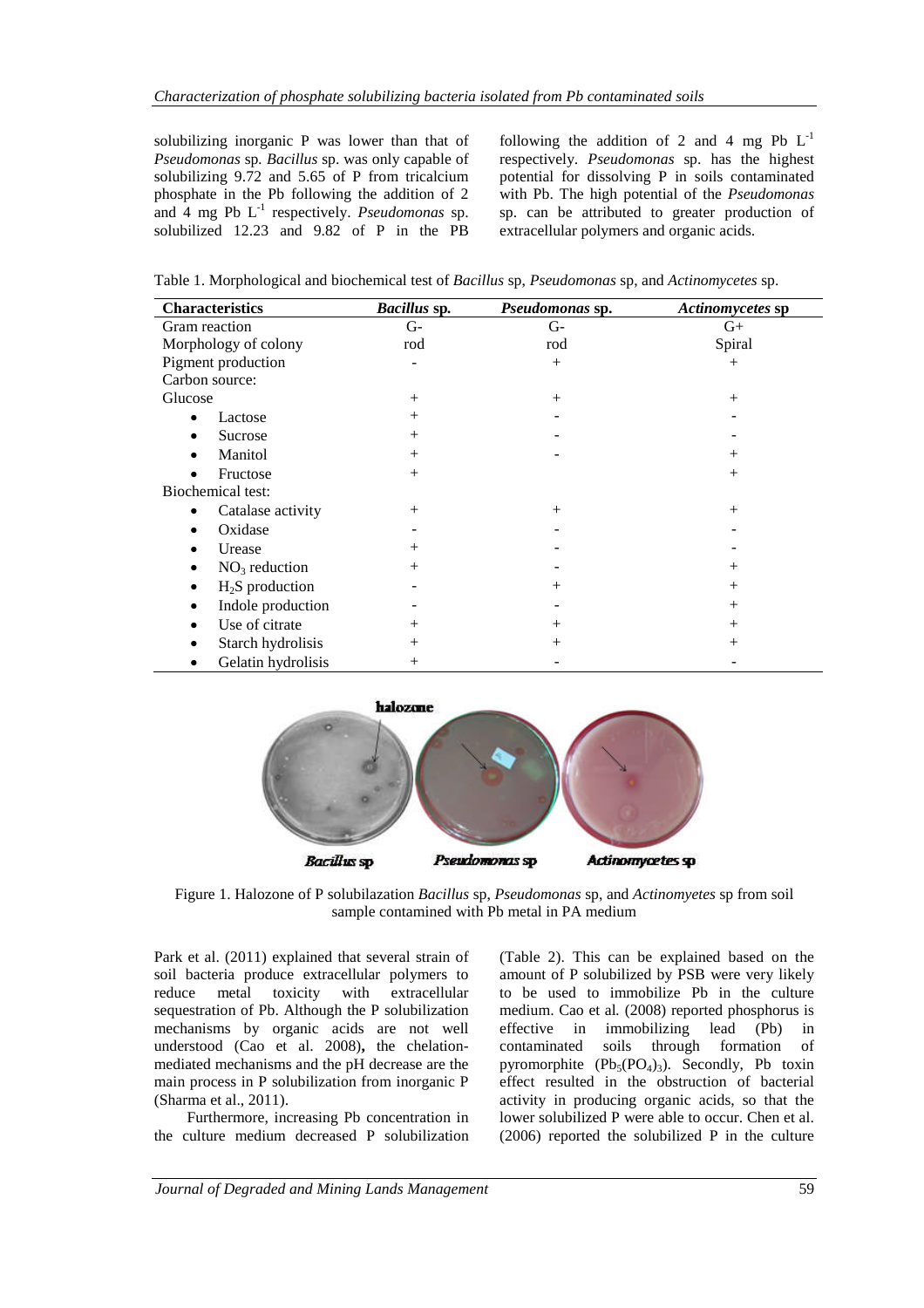solubilizing inorganic P was lower than that of *Pseudomonas* sp. *Bacillus* sp. was only capable of solubilizing 9.72 and 5.65 of P from tricalcium phosphate in the Pb following the addition of 2 and 4 mg Pb $L^{-1}$ respectively. *Pseudomonas* sp. solubilized 12.23 and 9.82 of P in the PB following the addition of 2 and 4 mg Pb $L^{-1}$ respectively. *Pseudomonas* sp. has the highest potential for dissolving P in soils contaminated with Pb. The high potential of the *Pseudomonas* sp. can be attributed to greater production of extracellular polymers and organic acids.

Table 1. Morphological and biochemical test of *Bacillus* sp, *Pseudomonas* sp, and *Actinomycetes* sp.

| Characteristics | *Bacillus* sp. | *Pseudomonas* sp. | *Actinomycetes* sp |
|---|---|---|---|
| Gram reaction | G- | G- | G+ |
| Morphology of colony | rod | rod | Spiral |
| Pigment production | - | + | + |
| Carbon source: | | | |
| Glucose | + | + | + |
| • Lactose | + | - | - |
| • Sucrose | + | - | - |
| • Manitol | + | - | + |
| • Fructose | + | | + |
| Biochemical test: | | | |
| • Catalase activity | + | + | + |
| • Oxidase | - | - | - |
| • Urease | + | - | - |
| • $NO_3$ reduction | + | - | + |
| • $H_2S$ production | - | + | + |
| • Indole production | - | - | + |
| • Use of citrate | + | + | + |
| • Starch hydrolisis | + | + | + |
| • Gelatin hydrolisis | + | - | - |

Figure 1. Halozone of P solubilazation *Bacillus* sp, *Pseudomonas* sp, and *Actinomyetes* sp from soil sample contamined with Pb metal in PA medium

Park et al. (2011) explained that several strain of soil bacteria produce extracellular polymers to reduce metal toxicity with extracellular sequestration of Pb. Although the P solubilization mechanisms by organic acids are not well understood (Cao et al. 2008), the chelation-mediated mechanisms and the pH decrease are the main process in P solubilization from inorganic P (Sharma et al., 2011).

Furthermore, increasing Pb concentration in the culture medium decreased P solubilization (Table 2). This can be explained based on the amount of P solubilized by PSB were very likely to be used to immobilize Pb in the culture medium. Cao et al*.* (2008) reported phosphorus is effective in immobilizing lead (Pb) in contaminated soils through formation of pyromorphite ($Pb_5(PO_4)_3$). Secondly, Pb toxin effect resulted in the obstruction of bacterial activity in producing organic acids, so that the lower solubilized P were able to occur. Chen et al. (2006) reported the solubilized P in the culture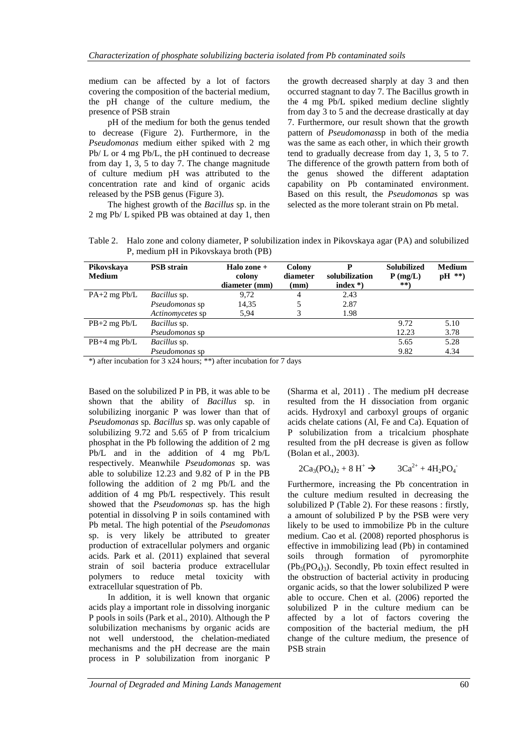medium can be affected by a lot of factors covering the composition of the bacterial medium, the pH change of the culture medium, the presence of PSB strain

pH of the medium for both the genus tended to decrease (Figure 2). Furthermore, in the *Pseudomonas* medium either spiked with 2 mg Pb/ L or 4 mg Pb/L, the pH continued to decrease from day 1, 3, 5 to day 7. The change magnitude of culture medium pH was attributed to the concentration rate and kind of organic acids released by the PSB genus (Figure 3).

The highest growth of the *Bacillus* sp. in the 2 mg Pb/ L spiked PB was obtained at day 1, then the growth decreased sharply at day 3 and then occurred stagnant to day 7. The Bacillus growth in the 4 mg Pb/L spiked medium decline slightly from day 3 to 5 and the decrease drastically at day 7. Furthermore, our result shown that the growth pattern of *Pseudomonas*sp in both of the media was the same as each other, in which their growth tend to gradually decrease from day 1, 3, 5 to 7. The difference of the growth pattern from both of the genus showed the different adaptation capability on Pb contaminated environment. Based on this result, the *Pseudomonas* sp was selected as the more tolerant strain on Pb metal.

Table 2. Halo zone and colony diameter, P solubilization index in Pikovskaya agar (PA) and solubilized P, medium pH in Pikovskaya broth (PB)

| Pikovskaya Medium | PSB strain | Halo zone + colony diameter (mm) | Colony diameter (mm) | P solubilization index *) | Solubilized P (mg/L) **) | Medium pH **) |
|---|---|---|---|---|---|---|
| PA+2 mg Pb/L | *Bacillus* sp. | 9,72 | 4 | 2.43 | | |
| | *Pseudomonas* sp | 14,35 | 5 | 2.87 | | |
| | *Actinomycetes* sp | 5,94 | 3 | 1.98 | | |
| PB+2 mg Pb/L | *Bacillus* sp. | | | | 9.72 | 5.10 |
| | *Pseudomonas* sp | | | | 12.23 | 3.78 |
| PB+4 mg Pb/L | *Bacillus* sp. | | | | 5.65 | 5.28 |
| | *Pseudomonas* sp | | | | 9.82 | 4.34 |

*) after incubation for 3 x24 hours; **) after incubation for 7 days

Based on the solubilized P in PB, it was able to be shown that the ability of *Bacillus* sp. in solubilizing inorganic P was lower than that of *Pseudomonas* sp*. Bacillus* sp. was only capable of solubilizing 9.72 and 5.65 of P from tricalcium phosphat in the Pb following the addition of 2 mg Pb/L and in the addition of 4 mg Pb/L respectively. Meanwhile *Pseudomonas* sp. was able to solubilize 12.23 and 9.82 of P in the PB following the addition of 2 mg Pb/L and the addition of 4 mg Pb/L respectively. This result showed that the *Pseudomonas* sp. has the high potential in dissolving P in soils contamined with Pb metal. The high potential of the *Pseudomonas* sp. is very likely be attributed to greater production of extracellular polymers and organic acids. Park et al. (2011) explained that several strain of soil bacteria produce extracellular polymers to reduce metal toxicity with extracellular squestration of Pb.

In addition, it is well known that organic acids play a important role in dissolving inorganic P pools in soils (Park et al., 2010). Although the P solubilization mechanisms by organic acids are not well understood, the chelation-mediated mechanisms and the pH decrease are the main process in P solubilization from inorganic P (Sharma et al, 2011) . The medium pH decrease resulted from the H dissociation from organic acids. Hydroxyl and carboxyl groups of organic acids chelate cations (Al, Fe and Ca). Equation of P solubilization from a tricalcium phosphate resulted from the pH decrease is given as follow (Bolan et al., 2003).

$$2Ca_3(PO_4)_2 + 8\,H^+ \rightarrow \quad 3Ca^{2+} + 4H_2PO_4^-$$

Furthermore, increasing the Pb concentration in the culture medium resulted in decreasing the solubilized P (Table 2). For these reasons : firstly, a amount of solubilized P by the PSB were very likely to be used to immobilize Pb in the culture medium. Cao et al*.* (2008) reported phosphorus is effective in immobilizing lead (Pb) in contamined soils through formation of pyromorphite ($Pb_5(PO_4)_3$). Secondly, Pb toxin effect resulted in the obstruction of bacterial activity in producing organic acids, so that the lower solubilized P were able to occure. Chen et al. (2006) reported the solubilized P in the culture medium can be affected by a lot of factors covering the composition of the bacterial medium, the pH change of the culture medium, the presence of PSB strain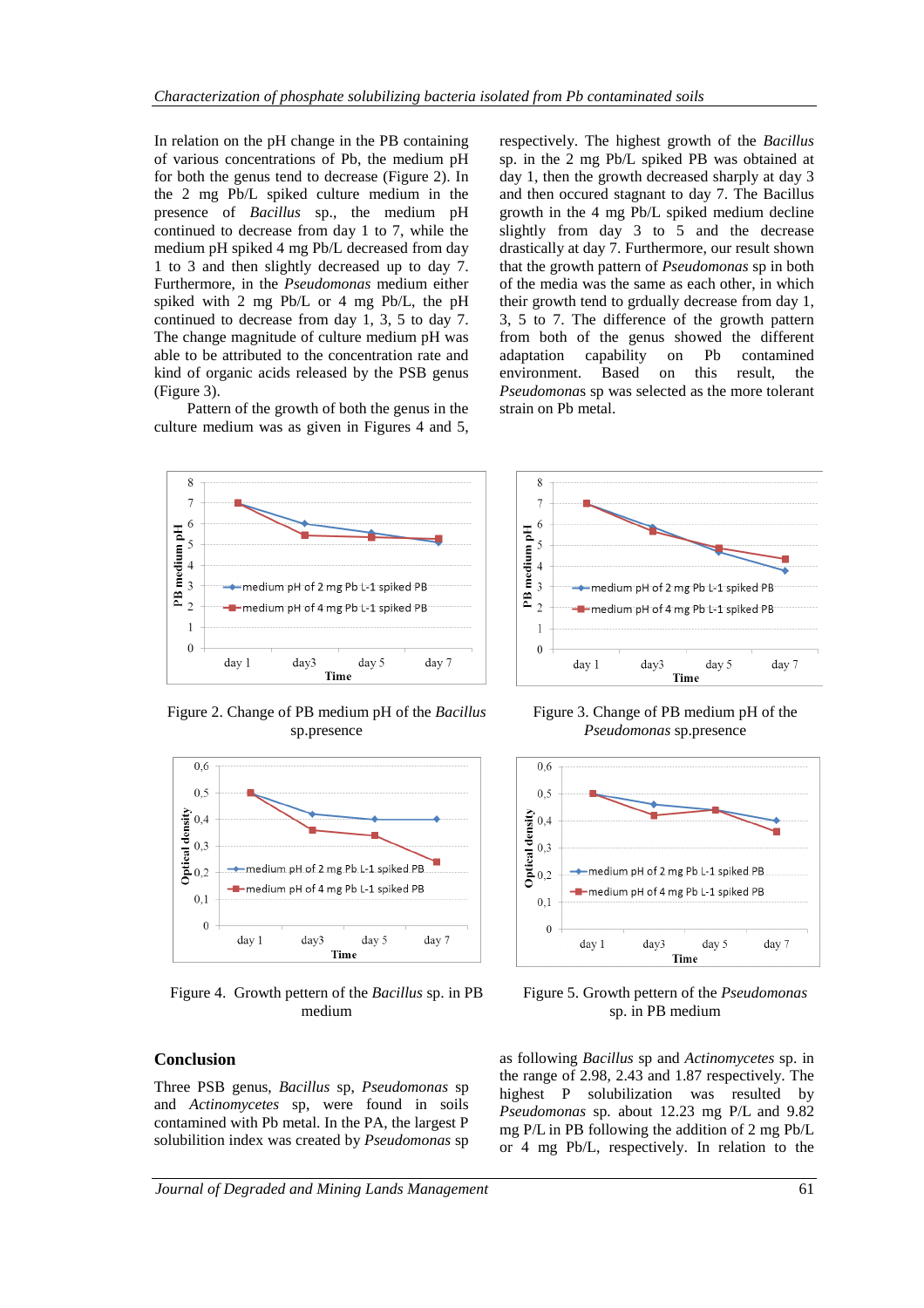In relation on the pH change in the PB containing of various concentrations of Pb, the medium pH for both the genus tend to decrease (Figure 2). In the 2 mg Pb/L spiked culture medium in the presence of *Bacillus* sp., the medium pH continued to decrease from day 1 to 7, while the medium pH spiked 4 mg Pb/L decreased from day 1 to 3 and then slightly decreased up to day 7. Furthermore, in the *Pseudomonas* medium either spiked with 2 mg Pb/L or 4 mg Pb/L, the pH continued to decrease from day 1, 3, 5 to day 7. The change magnitude of culture medium pH was able to be attributed to the concentration rate and kind of organic acids released by the PSB genus (Figure 3).

Pattern of the growth of both the genus in the culture medium was as given in Figures 4 and 5, respectively. The highest growth of the *Bacillus* sp. in the 2 mg Pb/L spiked PB was obtained at day 1, then the growth decreased sharply at day 3 and then occured stagnant to day 7. The Bacillus growth in the 4 mg Pb/L spiked medium decline slightly from day 3 to 5 and the decrease drastically at day 7. Furthermore, our result shown that the growth pattern of *Pseudomonas* sp in both of the media was the same as each other, in which their growth tend to grdually decrease from day 1, 3, 5 to 7. The difference of the growth pattern from both of the genus showed the different adaptation capability on Pb contamined environment. Based on this result, the *Pseudomonas* sp was selected as the more tolerant strain on Pb metal.

Figure 2. Change of PB medium pH of the *Bacillus* sp.presence

Figure 3. Change of PB medium pH of the *Pseudomonas* sp.presence

Figure 4. Growth pattern of the *Bacillus* sp. in PB medium

Figure 5. Growth pattern of the *Pseudomonas* sp. in PB medium

## Conclusion

Three PSB genus, *Bacillus* sp, *Pseudomonas* sp and *Actinomycetes* sp, were found in soils contamined with Pb metal. In the PA, the largest P solubilition index was created by *Pseudomonas* sp as following *Bacillus* sp and *Actinomycetes* sp. in the range of 2.98, 2.43 and 1.87 respectively. The highest P solubilization was resulted by *Pseudomonas* sp. about 12.23 mg P/L and 9.82 mg P/L in PB following the addition of 2 mg Pb/L or 4 mg Pb/L, respectively. In relation to the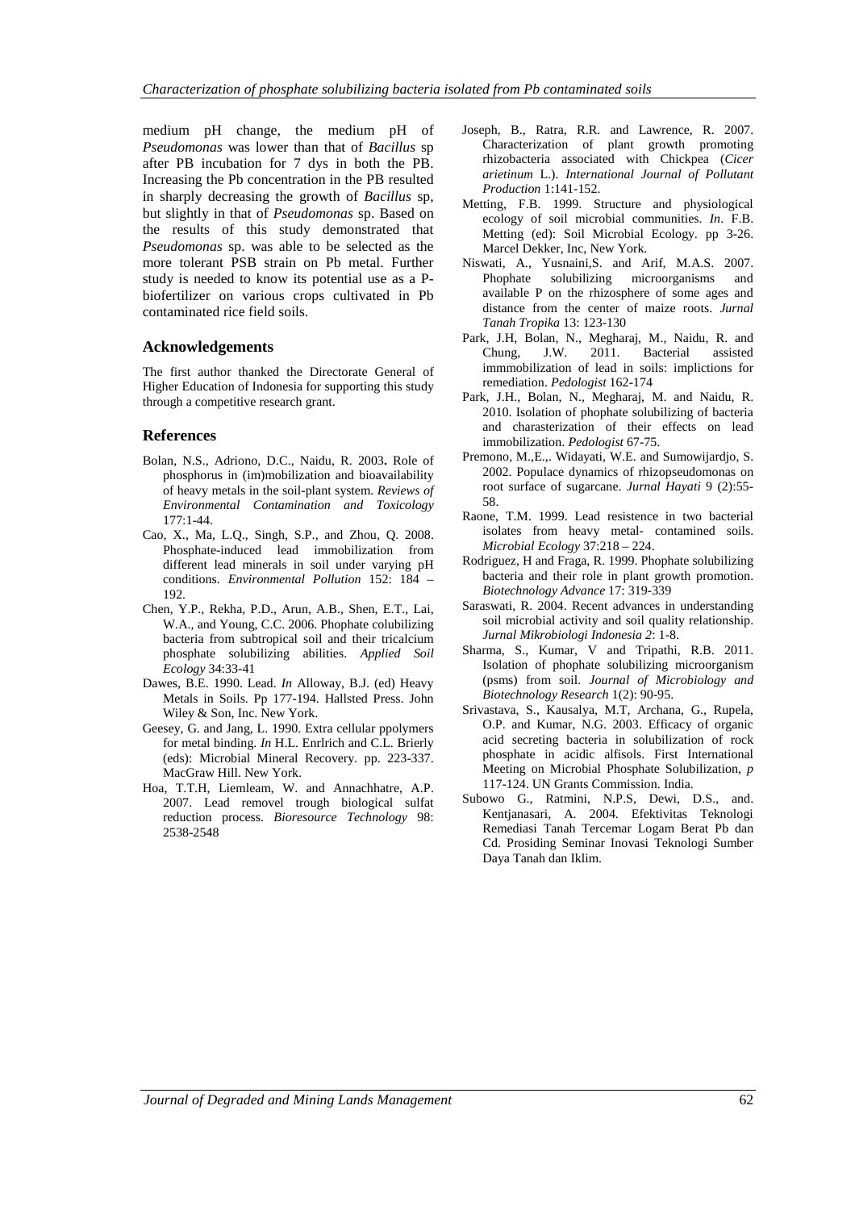medium pH change, the medium pH of *Pseudomonas* was lower than that of *Bacillus* sp after PB incubation for 7 dys in both the PB. Increasing the Pb concentration in the PB resulted in sharply decreasing the growth of *Bacillus* sp, but slightly in that of *Pseudomonas* sp. Based on the results of this study demonstrated that *Pseudomonas* sp. was able to be selected as the more tolerant PSB strain on Pb metal. Further study is needed to know its potential use as a P-biofertilizer on various crops cultivated in Pb contaminated rice field soils.

## Acknowledgements

The first author thanked the Directorate General of Higher Education of Indonesia for supporting this study through a competitive research grant.

## References

Bolan, N.S., Adriono, D.C., Naidu, R. 2003**.** Role of phosphorus in (im)mobilization and bioavailability of heavy metals in the soil-plant system. *Reviews of Environmental Contamination and Toxicology* 177:1-44.

Cao, X., Ma, L.Q., Singh, S.P., and Zhou, Q. 2008. Phosphate-induced lead immobilization from different lead minerals in soil under varying pH conditions. *Environmental Pollution* 152: 184 – 192.

Chen, Y.P., Rekha, P.D., Arun, A.B., Shen, E.T., Lai, W.A., and Young, C.C. 2006. Phophate colubilizing bacteria from subtropical soil and their tricalcium phosphate solubilizing abilities. *Applied Soil Ecology* 34:33-41

Dawes, B.E. 1990. Lead. *In* Alloway, B.J. (ed) Heavy Metals in Soils. Pp 177-194. Hallsted Press. John Wiley & Son, Inc. New York.

Geesey, G. and Jang, L. 1990. Extra cellular ppolymers for metal binding. *In* H.L. Enrlrich and C.L. Brierly (eds): Microbial Mineral Recovery. pp. 223-337. MacGraw Hill. New York.

Hoa, T.T.H, Liemleam, W. and Annachhatre, A.P. 2007. Lead removel trough biological sulfat reduction process. *Bioresource Technology* 98: 2538-2548

Joseph, B., Ratra, R.R. and Lawrence, R. 2007. Characterization of plant growth promoting rhizobacteria associated with Chickpea (*Cicer arietinum* L.). *International Journal of Pollutant Production* 1:141-152.

Metting, F.B. 1999. Structure and physiological ecology of soil microbial communities. *In*. F.B. Metting (ed): Soil Microbial Ecology. pp 3-26. Marcel Dekker, Inc, New York.

Niswati, A., Yusnaini,S. and Arif, M.A.S. 2007. Phophate solubilizing microorganisms and available P on the rhizosphere of some ages and distance from the center of maize roots. *Jurnal Tanah Tropika* 13: 123-130

Park, J.H, Bolan, N., Megharaj, M., Naidu, R. and Chung, J.W. 2011. Bacterial assisted immmobilization of lead in soils: implictions for remediation. *Pedologist* 162-174

Park, J.H., Bolan, N., Megharaj, M. and Naidu, R. 2010. Isolation of phophate solubilizing of bacteria and charasterization of their effects on lead immobilization. *Pedologist* 67-75.

Premono, M.,E.,. Widayati, W.E. and Sumowijardjo, S. 2002. Populace dynamics of rhizopseudomonas on root surface of sugarcane. *Jurnal Hayati* 9 (2):55-58.

Raone, T.M. 1999. Lead resistence in two bacterial isolates from heavy metal- contamined soils. *Microbial Ecology* 37:218 – 224.

Rodriguez, H and Fraga, R. 1999. Phophate solubilizing bacteria and their role in plant growth promotion. *Biotechnology Advance* 17: 319-339

Saraswati, R. 2004. Recent advances in understanding soil microbial activity and soil quality relationship. *Jurnal Mikrobiologi Indonesia 2*: 1-8.

Sharma, S., Kumar, V and Tripathi, R.B. 2011. Isolation of phophate solubilizing microorganism (psms) from soil. *Journal of Microbiology and Biotechnology Research* 1(2): 90-95.

Srivastava, S., Kausalya, M.T, Archana, G., Rupela, O.P. and Kumar, N.G. 2003. Efficacy of organic acid secreting bacteria in solubilization of rock phosphate in acidic alfisols. First International Meeting on Microbial Phosphate Solubilization, *p* 117-124. UN Grants Commission. India.

Subowo G., Ratmini, N.P.S, Dewi, D.S., and. Kentjanasari, A. 2004. Efektivitas Teknologi Remediasi Tanah Tercemar Logam Berat Pb dan Cd. Prosiding Seminar Inovasi Teknologi Sumber Daya Tanah dan Iklim.